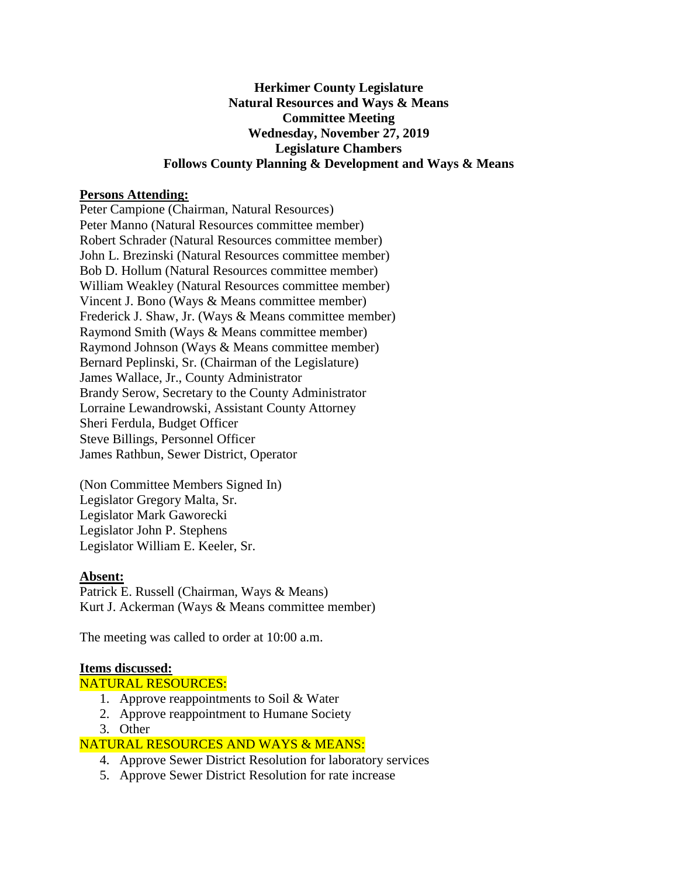**Herkimer County Legislature**
**Natural Resources and Ways & Means**
**Committee Meeting**
**Wednesday, November 27, 2019**
**Legislature Chambers**
**Follows County Planning & Development and Ways & Means**

**Persons Attending:**

Peter Campione (Chairman, Natural Resources)
Peter Manno (Natural Resources committee member)
Robert Schrader (Natural Resources committee member)
John L. Brezinski (Natural Resources committee member)
Bob D. Hollum (Natural Resources committee member)
William Weakley (Natural Resources committee member)
Vincent J. Bono (Ways & Means committee member)
Frederick J. Shaw, Jr. (Ways & Means committee member)
Raymond Smith (Ways & Means committee member)
Raymond Johnson (Ways & Means committee member)
Bernard Peplinski, Sr. (Chairman of the Legislature)
James Wallace, Jr., County Administrator
Brandy Serow, Secretary to the County Administrator
Lorraine Lewandrowski, Assistant County Attorney
Sheri Ferdula, Budget Officer
Steve Billings, Personnel Officer
James Rathbun, Sewer District, Operator

(Non Committee Members Signed In)
Legislator Gregory Malta, Sr.
Legislator Mark Gaworecki
Legislator John P. Stephens
Legislator William E. Keeler, Sr.

**Absent:**

Patrick E. Russell (Chairman, Ways & Means)
Kurt J. Ackerman (Ways & Means committee member)

The meeting was called to order at 10:00 a.m.

**Items discussed:**

NATURAL RESOURCES:

1. Approve reappointments to Soil & Water
2. Approve reappointment to Humane Society
3. Other

NATURAL RESOURCES AND WAYS & MEANS:

4. Approve Sewer District Resolution for laboratory services
5. Approve Sewer District Resolution for rate increase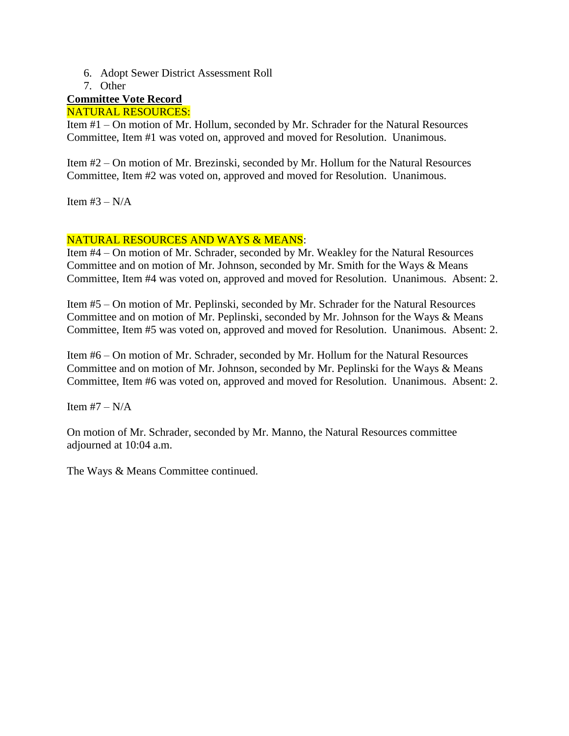6. Adopt Sewer District Assessment Roll
7. Other

**<u>Committee Vote Record</u>**

NATURAL RESOURCES:

Item #1 – On motion of Mr. Hollum, seconded by Mr. Schrader for the Natural Resources Committee, Item #1 was voted on, approved and moved for Resolution. Unanimous.

Item #2 – On motion of Mr. Brezinski, seconded by Mr. Hollum for the Natural Resources Committee, Item #2 was voted on, approved and moved for Resolution. Unanimous.

Item #3 – N/A

NATURAL RESOURCES AND WAYS & MEANS:

Item #4 – On motion of Mr. Schrader, seconded by Mr. Weakley for the Natural Resources Committee and on motion of Mr. Johnson, seconded by Mr. Smith for the Ways & Means Committee, Item #4 was voted on, approved and moved for Resolution. Unanimous. Absent: 2.

Item #5 – On motion of Mr. Peplinski, seconded by Mr. Schrader for the Natural Resources Committee and on motion of Mr. Peplinski, seconded by Mr. Johnson for the Ways & Means Committee, Item #5 was voted on, approved and moved for Resolution. Unanimous. Absent: 2.

Item #6 – On motion of Mr. Schrader, seconded by Mr. Hollum for the Natural Resources Committee and on motion of Mr. Johnson, seconded by Mr. Peplinski for the Ways & Means Committee, Item #6 was voted on, approved and moved for Resolution. Unanimous. Absent: 2.

Item #7 – N/A

On motion of Mr. Schrader, seconded by Mr. Manno, the Natural Resources committee adjourned at 10:04 a.m.

The Ways & Means Committee continued.